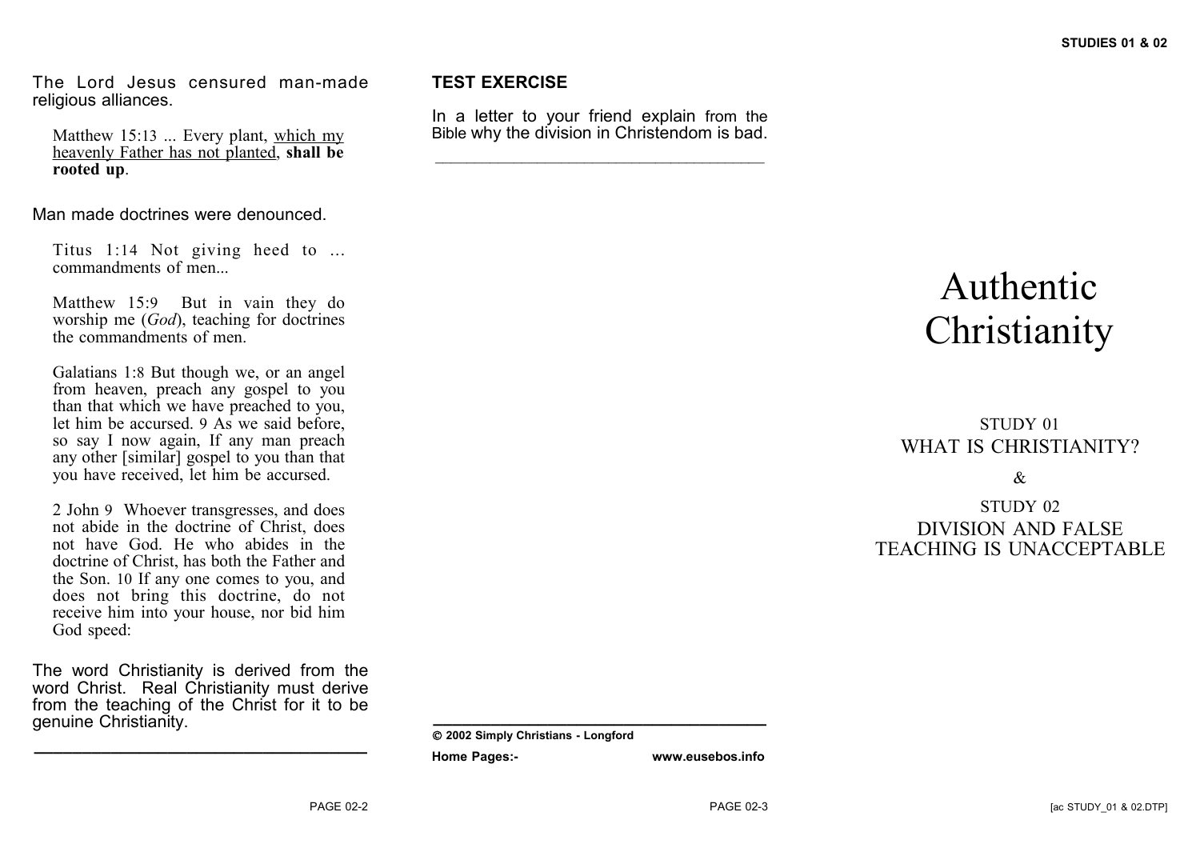The Lord Jesus censured man-made religious alliances.

> Matthew 15:13 ... Every plant, <u>which my heavenly Father has not planted</u>, **shall be rooted up**.

Man made doctrines were denounced.

> Titus 1:14 Not giving heed to ... commandments of men...

> Matthew 15:9 But in vain they do worship me (*God*), teaching for doctrines the commandments of men.

> Galatians 1:8 But though we, or an angel from heaven, preach any gospel to you than that which we have preached to you, let him be accursed. 9 As we said before, so say I now again, If any man preach any other [similar] gospel to you than that you have received, let him be accursed.

> 2 John 9 Whoever transgresses, and does not abide in the doctrine of Christ, does not have God. He who abides in the doctrine of Christ, has both the Father and the Son. 10 If any one comes to you, and does not bring this doctrine, do not receive him into your house, nor bid him God speed:

The word Christianity is derived from the word Christ. Real Christianity must derive from the teaching of the Christ for it to be genuine Christianity.

---

**TEST EXERCISE**

In a letter to your friend explain from the Bible why the division in Christendom is bad.

---

**© 2002 Simply Christians - Longford**

**Home Pages:-** **www.eusebos.info**

# Authentic Christianity

## STUDY 01
## WHAT IS CHRISTIANITY?

&

## STUDY 02
## DIVISION AND FALSE TEACHING IS UNACCEPTABLE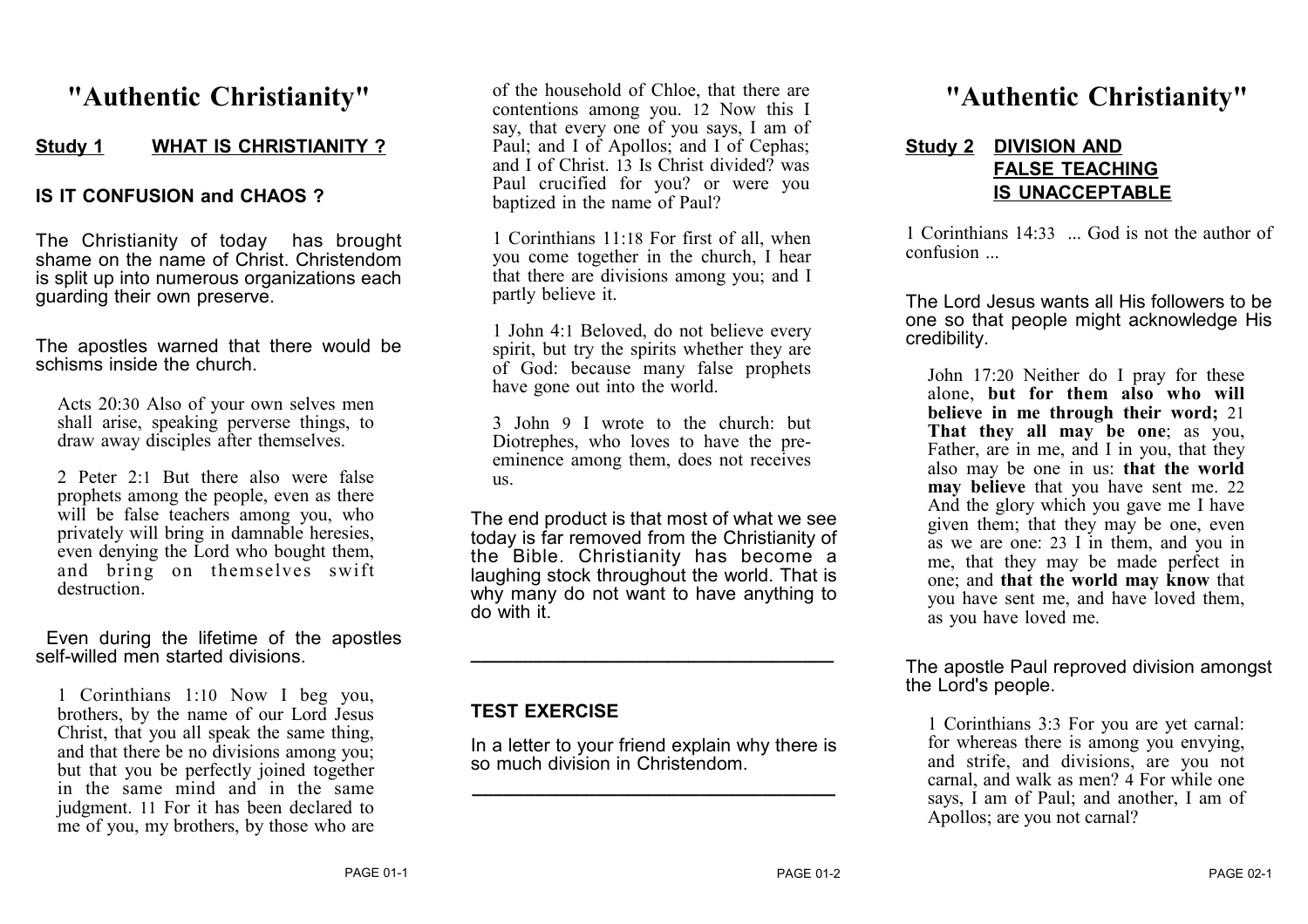# "Authentic Christianity"

## Study 1 WHAT IS CHRISTIANITY ?

### IS IT CONFUSION and CHAOS ?

The Christianity of today has brought shame on the name of Christ. Christendom is split up into numerous organizations each guarding their own preserve.

The apostles warned that there would be schisms inside the church.

> Acts 20:30 Also of your own selves men shall arise, speaking perverse things, to draw away disciples after themselves.

> 2 Peter 2:1 But there also were false prophets among the people, even as there will be false teachers among you, who privately will bring in damnable heresies, even denying the Lord who bought them, and bring on themselves swift destruction.

Even during the lifetime of the apostles self-willed men started divisions.

> 1 Corinthians 1:10 Now I beg you, brothers, by the name of our Lord Jesus Christ, that you all speak the same thing, and that there be no divisions among you; but that you be perfectly joined together in the same mind and in the same judgment. 11 For it has been declared to me of you, my brothers, by those who are of the household of Chloe, that there are contentions among you. 12 Now this I say, that every one of you says, I am of Paul; and I of Apollos; and I of Cephas; and I of Christ. 13 Is Christ divided? was Paul crucified for you? or were you baptized in the name of Paul?

> 1 Corinthians 11:18 For first of all, when you come together in the church, I hear that there are divisions among you; and I partly believe it.

> 1 John 4:1 Beloved, do not believe every spirit, but try the spirits whether they are of God: because many false prophets have gone out into the world.

> 3 John 9 I wrote to the church: but Diotrephes, who loves to have the pre-eminence among them, does not receives us.

The end product is that most of what we see today is far removed from the Christianity of the Bible. Christianity has become a laughing stock throughout the world. That is why many do not want to have anything to do with it.

---

### TEST EXERCISE

In a letter to your friend explain why there is so much division in Christendom.

---

# "Authentic Christianity"

## Study 2 DIVISION AND FALSE TEACHING IS UNACCEPTABLE

1 Corinthians 14:33 ... God is not the author of confusion ...

The Lord Jesus wants all His followers to be one so that people might acknowledge His credibility.

> John 17:20 Neither do I pray for these alone, **but for them also who will believe in me through their word;** 21 **That they all may be one**; as you, Father, are in me, and I in you, that they also may be one in us: **that the world may believe** that you have sent me. 22 And the glory which you gave me I have given them; that they may be one, even as we are one: 23 I in them, and you in me, that they may be made perfect in one; and **that the world may know** that you have sent me, and have loved them, as you have loved me.

The apostle Paul reproved division amongst the Lord's people.

> 1 Corinthians 3:3 For you are yet carnal: for whereas there is among you envying, and strife, and divisions, are you not carnal, and walk as men? 4 For while one says, I am of Paul; and another, I am of Apollos; are you not carnal?